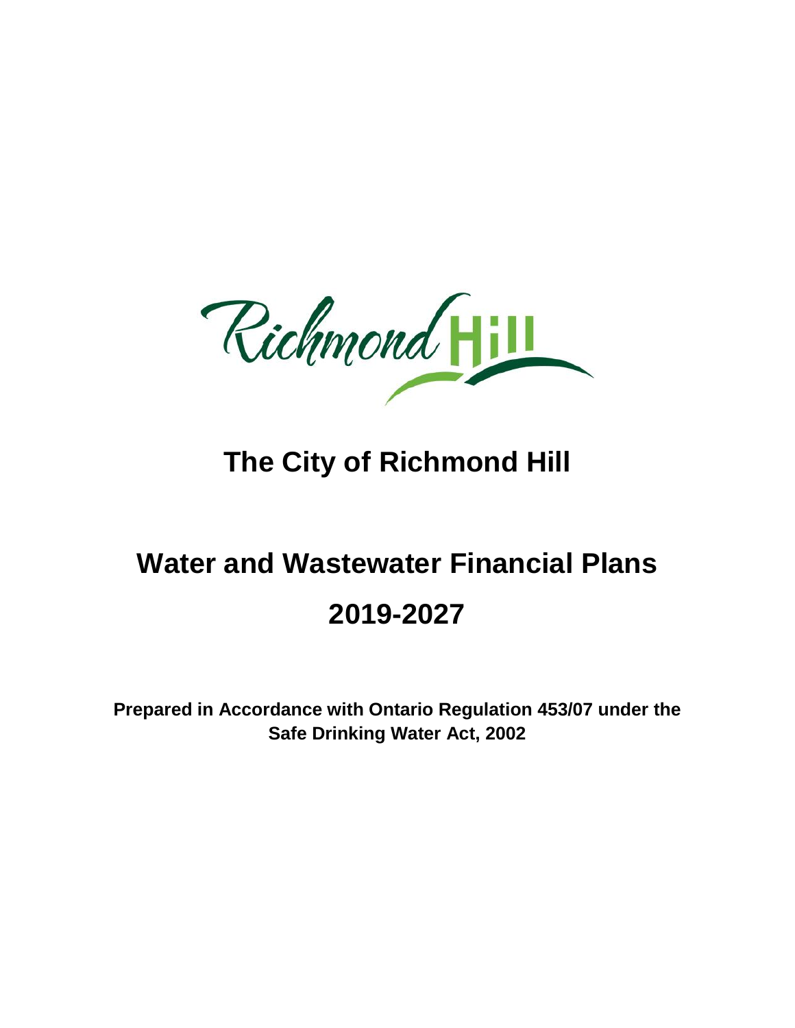Richmond Hill

# The City of Richmond Hill

# Water and Wastewater Financial Plans

# 2019-2027

**Prepared in Accordance with Ontario Regulation 453/07 under the Safe Drinking Water Act, 2002**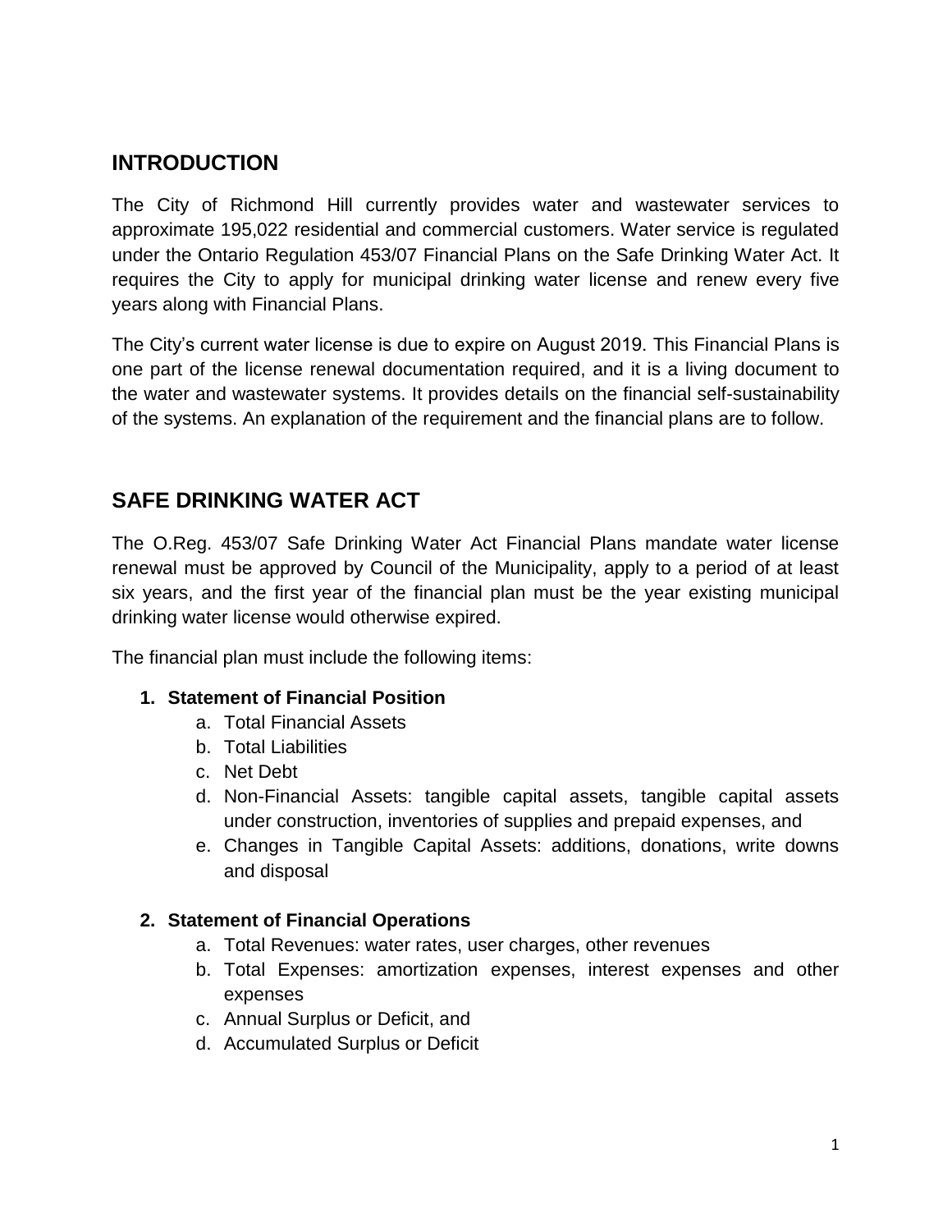## INTRODUCTION

The City of Richmond Hill currently provides water and wastewater services to approximate 195,022 residential and commercial customers. Water service is regulated under the Ontario Regulation 453/07 Financial Plans on the Safe Drinking Water Act. It requires the City to apply for municipal drinking water license and renew every five years along with Financial Plans.

The City's current water license is due to expire on August 2019. This Financial Plans is one part of the license renewal documentation required, and it is a living document to the water and wastewater systems. It provides details on the financial self-sustainability of the systems. An explanation of the requirement and the financial plans are to follow.

## SAFE DRINKING WATER ACT

The O.Reg. 453/07 Safe Drinking Water Act Financial Plans mandate water license renewal must be approved by Council of the Municipality, apply to a period of at least six years, and the first year of the financial plan must be the year existing municipal drinking water license would otherwise expired.

The financial plan must include the following items:

1. **Statement of Financial Position**
   a. Total Financial Assets
   b. Total Liabilities
   c. Net Debt
   d. Non-Financial Assets: tangible capital assets, tangible capital assets under construction, inventories of supplies and prepaid expenses, and
   e. Changes in Tangible Capital Assets: additions, donations, write downs and disposal

2. **Statement of Financial Operations**
   a. Total Revenues: water rates, user charges, other revenues
   b. Total Expenses: amortization expenses, interest expenses and other expenses
   c. Annual Surplus or Deficit, and
   d. Accumulated Surplus or Deficit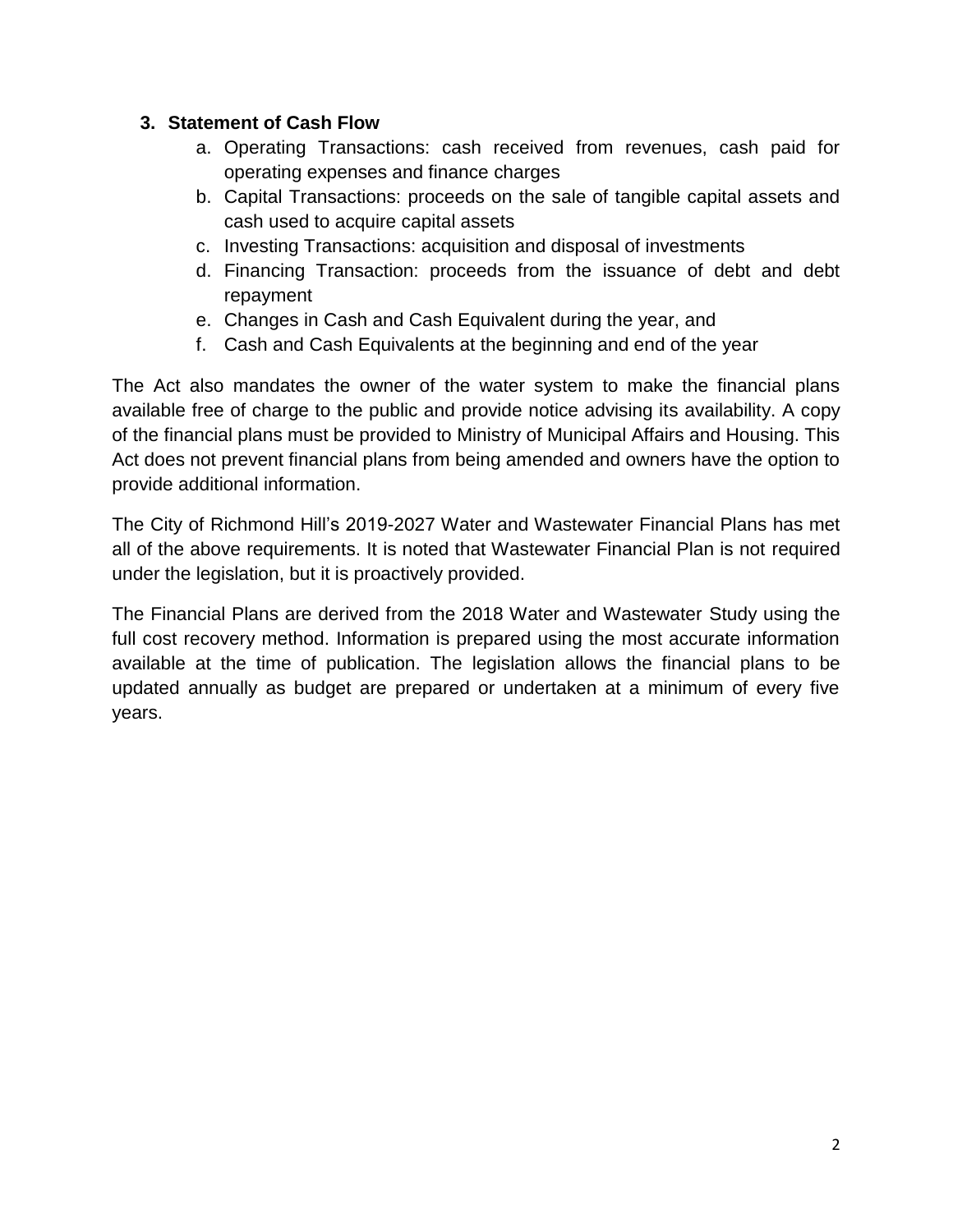3. **Statement of Cash Flow**
    a. Operating Transactions: cash received from revenues, cash paid for operating expenses and finance charges
    b. Capital Transactions: proceeds on the sale of tangible capital assets and cash used to acquire capital assets
    c. Investing Transactions: acquisition and disposal of investments
    d. Financing Transaction: proceeds from the issuance of debt and debt repayment
    e. Changes in Cash and Cash Equivalent during the year, and
    f. Cash and Cash Equivalents at the beginning and end of the year

The Act also mandates the owner of the water system to make the financial plans available free of charge to the public and provide notice advising its availability. A copy of the financial plans must be provided to Ministry of Municipal Affairs and Housing. This Act does not prevent financial plans from being amended and owners have the option to provide additional information.

The City of Richmond Hill's 2019-2027 Water and Wastewater Financial Plans has met all of the above requirements. It is noted that Wastewater Financial Plan is not required under the legislation, but it is proactively provided.

The Financial Plans are derived from the 2018 Water and Wastewater Study using the full cost recovery method. Information is prepared using the most accurate information available at the time of publication. The legislation allows the financial plans to be updated annually as budget are prepared or undertaken at a minimum of every five years.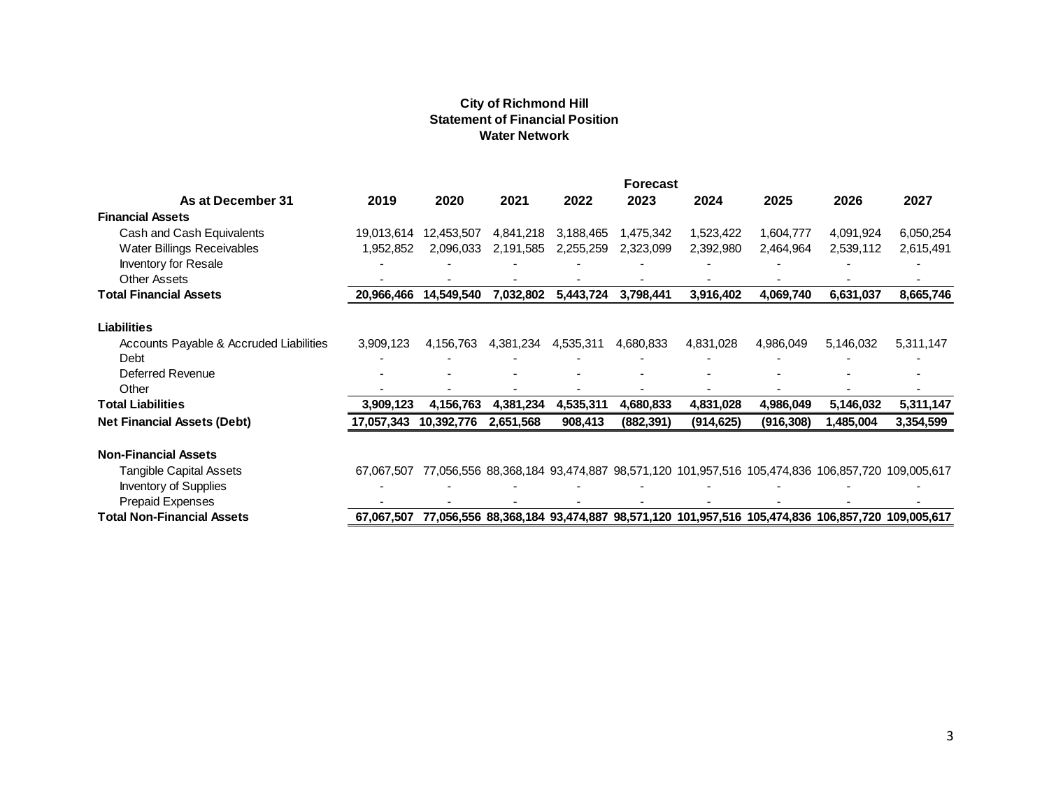**City of Richmond Hill**
**Statement of Financial Position**
**Water Network**

| As at December 31 | 2019 | 2020 | 2021 | 2022 | Forecast 2023 | 2024 | 2025 | 2026 | 2027 |
|---|---|---|---|---|---|---|---|---|---|
| **Financial Assets** | | | | | | | | | |
| Cash and Cash Equivalents | 19,013,614 | 12,453,507 | 4,841,218 | 3,188,465 | 1,475,342 | 1,523,422 | 1,604,777 | 4,091,924 | 6,050,254 |
| Water Billings Receivables | 1,952,852 | 2,096,033 | 2,191,585 | 2,255,259 | 2,323,099 | 2,392,980 | 2,464,964 | 2,539,112 | 2,615,491 |
| Inventory for Resale | - | - | - | - | - | - | - | - | - |
| Other Assets | - | - | - | - | - | - | - | - | - |
| **Total Financial Assets** | **20,966,466** | **14,549,540** | **7,032,802** | **5,443,724** | **3,798,441** | **3,916,402** | **4,069,740** | **6,631,037** | **8,665,746** |
| **Liabilities** | | | | | | | | | |
| Accounts Payable & Accrued Liabilities | 3,909,123 | 4,156,763 | 4,381,234 | 4,535,311 | 4,680,833 | 4,831,028 | 4,986,049 | 5,146,032 | 5,311,147 |
| Debt | - | - | - | - | - | - | - | - | - |
| Deferred Revenue | - | - | - | - | - | - | - | - | - |
| Other | - | - | - | - | - | - | - | - | - |
| **Total Liabilities** | **3,909,123** | **4,156,763** | **4,381,234** | **4,535,311** | **4,680,833** | **4,831,028** | **4,986,049** | **5,146,032** | **5,311,147** |
| **Net Financial Assets (Debt)** | **17,057,343** | **10,392,776** | **2,651,568** | **908,413** | **(882,391)** | **(914,625)** | **(916,308)** | **1,485,004** | **3,354,599** |
| **Non-Financial Assets** | | | | | | | | | |
| Tangible Capital Assets | 67,067,507 | 77,056,556 | 88,368,184 | 93,474,887 | 98,571,120 | 101,957,516 | 105,474,836 | 106,857,720 | 109,005,617 |
| Inventory of Supplies | - | - | - | - | - | - | - | - | - |
| Prepaid Expenses | - | - | - | - | - | - | - | - | - |
| **Total Non-Financial Assets** | **67,067,507** | **77,056,556** | **88,368,184** | **93,474,887** | **98,571,120** | **101,957,516** | **105,474,836** | **106,857,720** | **109,005,617** |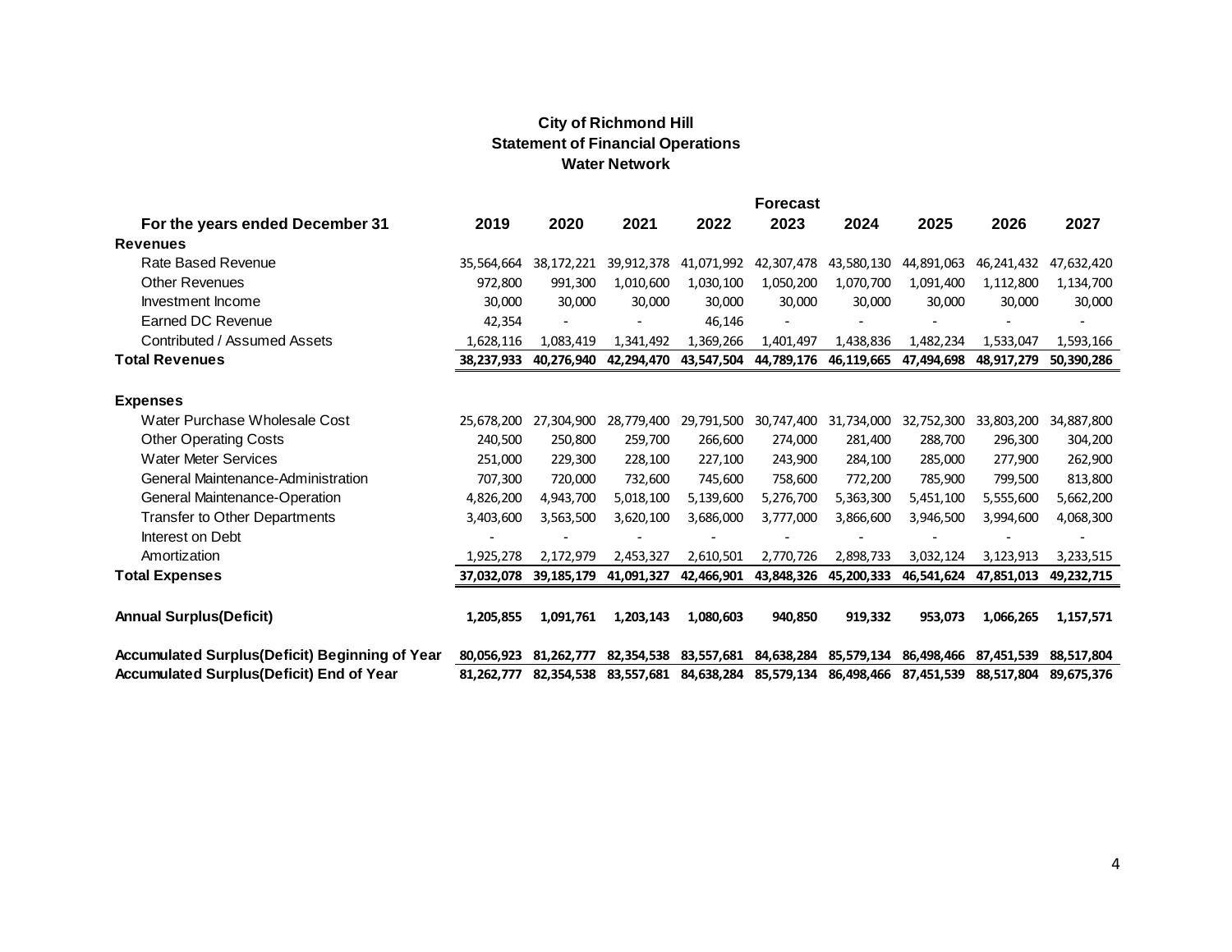**City of Richmond Hill**
**Statement of Financial Operations**
**Water Network**

| For the years ended December 31 | 2019 | 2020 | 2021 | 2022 | Forecast 2023 | 2024 | 2025 | 2026 | 2027 |
|---|---|---|---|---|---|---|---|---|---|
| **Revenues** | | | | | | | | | |
| Rate Based Revenue | 35,564,664 | 38,172,221 | 39,912,378 | 41,071,992 | 42,307,478 | 43,580,130 | 44,891,063 | 46,241,432 | 47,632,420 |
| Other Revenues | 972,800 | 991,300 | 1,010,600 | 1,030,100 | 1,050,200 | 1,070,700 | 1,091,400 | 1,112,800 | 1,134,700 |
| Investment Income | 30,000 | 30,000 | 30,000 | 30,000 | 30,000 | 30,000 | 30,000 | 30,000 | 30,000 |
| Earned DC Revenue | 42,354 | - | - | 46,146 | - | - | - | - | - |
| Contributed / Assumed Assets | 1,628,116 | 1,083,419 | 1,341,492 | 1,369,266 | 1,401,497 | 1,438,836 | 1,482,234 | 1,533,047 | 1,593,166 |
| **Total Revenues** | **38,237,933** | **40,276,940** | **42,294,470** | **43,547,504** | **44,789,176** | **46,119,665** | **47,494,698** | **48,917,279** | **50,390,286** |
| **Expenses** | | | | | | | | | |
| Water Purchase Wholesale Cost | 25,678,200 | 27,304,900 | 28,779,400 | 29,791,500 | 30,747,400 | 31,734,000 | 32,752,300 | 33,803,200 | 34,887,800 |
| Other Operating Costs | 240,500 | 250,800 | 259,700 | 266,600 | 274,000 | 281,400 | 288,700 | 296,300 | 304,200 |
| Water Meter Services | 251,000 | 229,300 | 228,100 | 227,100 | 243,900 | 284,100 | 285,000 | 277,900 | 262,900 |
| General Maintenance-Administration | 707,300 | 720,000 | 732,600 | 745,600 | 758,600 | 772,200 | 785,900 | 799,500 | 813,800 |
| General Maintenance-Operation | 4,826,200 | 4,943,700 | 5,018,100 | 5,139,600 | 5,276,700 | 5,363,300 | 5,451,100 | 5,555,600 | 5,662,200 |
| Transfer to Other Departments | 3,403,600 | 3,563,500 | 3,620,100 | 3,686,000 | 3,777,000 | 3,866,600 | 3,946,500 | 3,994,600 | 4,068,300 |
| Interest on Debt | - | - | - | - | - | - | - | - | - |
| Amortization | 1,925,278 | 2,172,979 | 2,453,327 | 2,610,501 | 2,770,726 | 2,898,733 | 3,032,124 | 3,123,913 | 3,233,515 |
| **Total Expenses** | **37,032,078** | **39,185,179** | **41,091,327** | **42,466,901** | **43,848,326** | **45,200,333** | **46,541,624** | **47,851,013** | **49,232,715** |
| **Annual Surplus(Deficit)** | **1,205,855** | **1,091,761** | **1,203,143** | **1,080,603** | **940,850** | **919,332** | **953,073** | **1,066,265** | **1,157,571** |
| **Accumulated Surplus(Deficit) Beginning of Year** | **80,056,923** | **81,262,777** | **82,354,538** | **83,557,681** | **84,638,284** | **85,579,134** | **86,498,466** | **87,451,539** | **88,517,804** |
| **Accumulated Surplus(Deficit) End of Year** | **81,262,777** | **82,354,538** | **83,557,681** | **84,638,284** | **85,579,134** | **86,498,466** | **87,451,539** | **88,517,804** | **89,675,376** |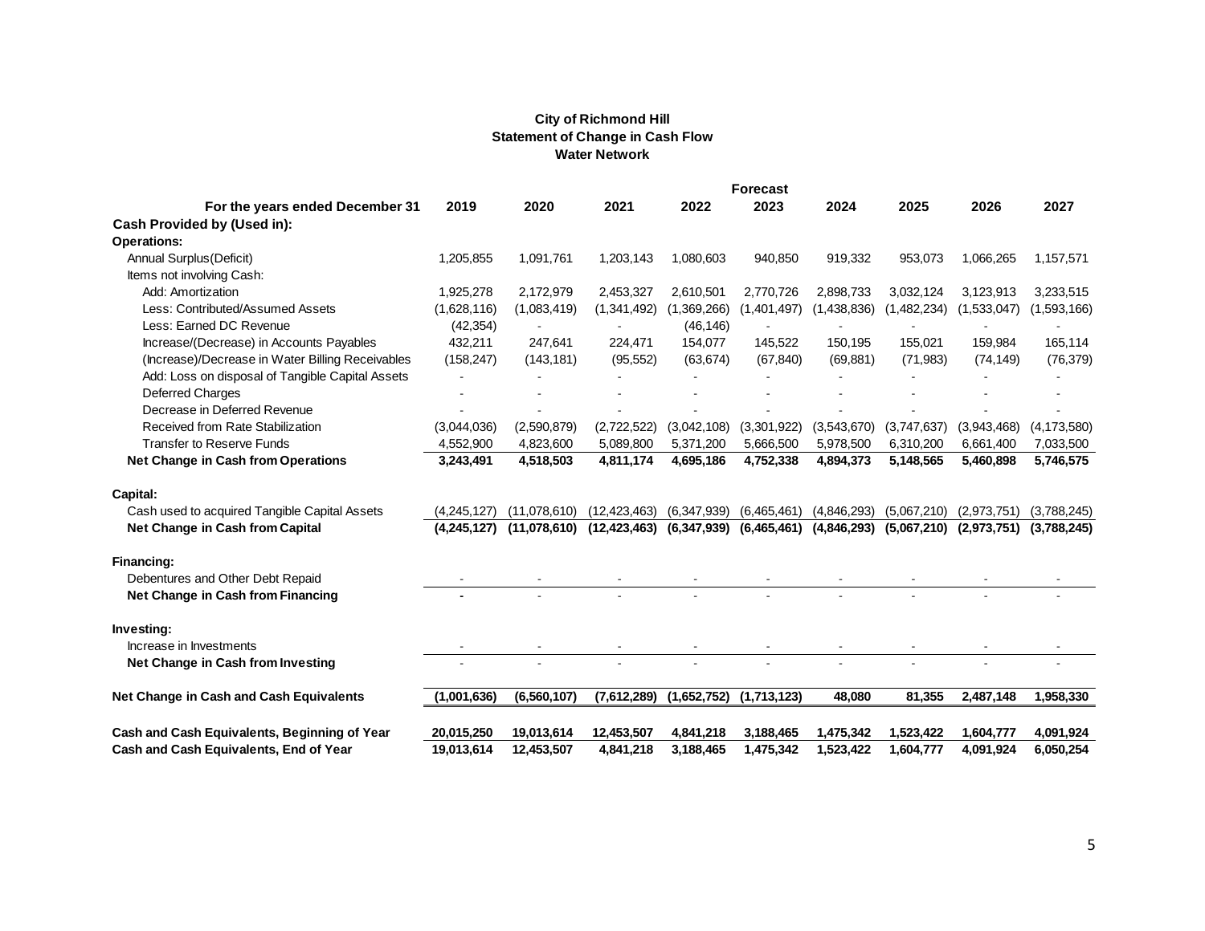**City of Richmond Hill**
**Statement of Change in Cash Flow**
**Water Network**

| For the years ended December 31 | 2019 | 2020 | 2021 | 2022 | Forecast 2023 | 2024 | 2025 | 2026 | 2027 |
|---|---|---|---|---|---|---|---|---|---|
| **Cash Provided by (Used in):** | | | | | | | | | |
| **Operations:** | | | | | | | | | |
| Annual Surplus(Deficit) | 1,205,855 | 1,091,761 | 1,203,143 | 1,080,603 | 940,850 | 919,332 | 953,073 | 1,066,265 | 1,157,571 |
| Items not involving Cash: | | | | | | | | | |
| Add: Amortization | 1,925,278 | 2,172,979 | 2,453,327 | 2,610,501 | 2,770,726 | 2,898,733 | 3,032,124 | 3,123,913 | 3,233,515 |
| Less: Contributed/Assumed Assets | (1,628,116) | (1,083,419) | (1,341,492) | (1,369,266) | (1,401,497) | (1,438,836) | (1,482,234) | (1,533,047) | (1,593,166) |
| Less: Earned DC Revenue | (42,354) | - | - | (46,146) | - | - | - | - | - |
| Increase/(Decrease) in Accounts Payables | 432,211 | 247,641 | 224,471 | 154,077 | 145,522 | 150,195 | 155,021 | 159,984 | 165,114 |
| (Increase)/Decrease in Water Billing Receivables | (158,247) | (143,181) | (95,552) | (63,674) | (67,840) | (69,881) | (71,983) | (74,149) | (76,379) |
| Add: Loss on disposal of Tangible Capital Assets | - | - | - | - | - | - | - | - | - |
| Deferred Charges | - | - | - | - | - | - | - | - | - |
| Decrease in Deferred Revenue | - | - | - | - | - | - | - | - | - |
| Received from Rate Stabilization | (3,044,036) | (2,590,879) | (2,722,522) | (3,042,108) | (3,301,922) | (3,543,670) | (3,747,637) | (3,943,468) | (4,173,580) |
| Transfer to Reserve Funds | 4,552,900 | 4,823,600 | 5,089,800 | 5,371,200 | 5,666,500 | 5,978,500 | 6,310,200 | 6,661,400 | 7,033,500 |
| **Net Change in Cash from Operations** | **3,243,491** | **4,518,503** | **4,811,174** | **4,695,186** | **4,752,338** | **4,894,373** | **5,148,565** | **5,460,898** | **5,746,575** |
| **Capital:** | | | | | | | | | |
| Cash used to acquired Tangible Capital Assets | (4,245,127) | (11,078,610) | (12,423,463) | (6,347,939) | (6,465,461) | (4,846,293) | (5,067,210) | (2,973,751) | (3,788,245) |
| **Net Change in Cash from Capital** | **(4,245,127)** | **(11,078,610)** | **(12,423,463)** | **(6,347,939)** | **(6,465,461)** | **(4,846,293)** | **(5,067,210)** | **(2,973,751)** | **(3,788,245)** |
| **Financing:** | | | | | | | | | |
| Debentures and Other Debt Repaid | - | - | - | - | - | - | - | - | - |
| **Net Change in Cash from Financing** | - | - | - | - | - | - | - | - | - |
| **Investing:** | | | | | | | | | |
| Increase in Investments | - | - | - | - | - | - | - | - | - |
| **Net Change in Cash from Investing** | - | - | - | - | - | - | - | - | - |
| **Net Change in Cash and Cash Equivalents** | **(1,001,636)** | **(6,560,107)** | **(7,612,289)** | **(1,652,752)** | **(1,713,123)** | **48,080** | **81,355** | **2,487,148** | **1,958,330** |
| **Cash and Cash Equivalents, Beginning of Year** | **20,015,250** | **19,013,614** | **12,453,507** | **4,841,218** | **3,188,465** | **1,475,342** | **1,523,422** | **1,604,777** | **4,091,924** |
| **Cash and Cash Equivalents, End of Year** | **19,013,614** | **12,453,507** | **4,841,218** | **3,188,465** | **1,475,342** | **1,523,422** | **1,604,777** | **4,091,924** | **6,050,254** |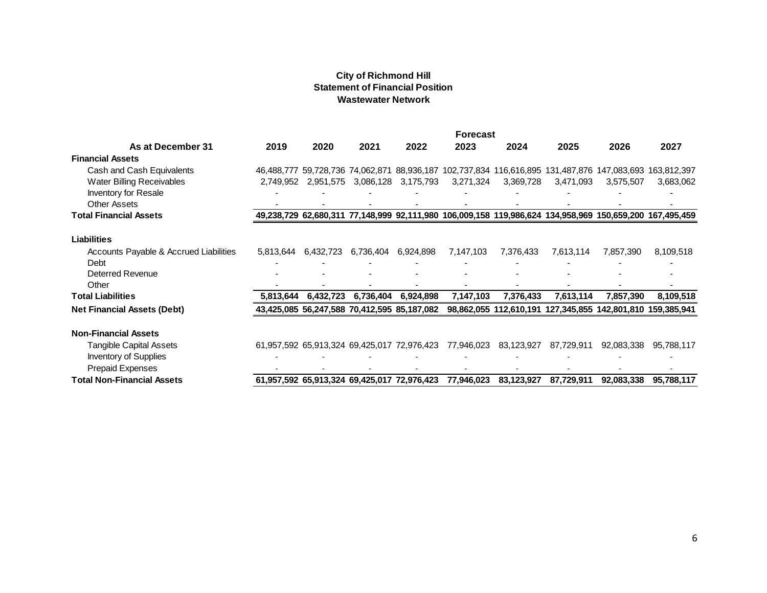**City of Richmond Hill**
**Statement of Financial Position**
**Wastewater Network**

| As at December 31 | 2019 | 2020 | 2021 | 2022 | Forecast 2023 | 2024 | 2025 | 2026 | 2027 |
|---|---|---|---|---|---|---|---|---|---|
| **Financial Assets** | | | | | | | | | |
| Cash and Cash Equivalents | 46,488,777 | 59,728,736 | 74,062,871 | 88,936,187 | 102,737,834 | 116,616,895 | 131,487,876 | 147,083,693 | 163,812,397 |
| Water Billing Receivables | 2,749,952 | 2,951,575 | 3,086,128 | 3,175,793 | 3,271,324 | 3,369,728 | 3,471,093 | 3,575,507 | 3,683,062 |
| Inventory for Resale | - | - | - | - | - | - | - | - | - |
| Other Assets | - | - | - | - | - | - | - | - | - |
| **Total Financial Assets** | **49,238,729** | **62,680,311** | **77,148,999** | **92,111,980** | **106,009,158** | **119,986,624** | **134,958,969** | **150,659,200** | **167,495,459** |
| **Liabilities** | | | | | | | | | |
| Accounts Payable & Accrued Liabilities | 5,813,644 | 6,432,723 | 6,736,404 | 6,924,898 | 7,147,103 | 7,376,433 | 7,613,114 | 7,857,390 | 8,109,518 |
| Debt | - | - | - | - | - | - | - | - | - |
| Deterred Revenue | - | - | - | - | - | - | - | - | - |
| Other | - | - | - | - | - | - | - | - | - |
| **Total Liabilities** | **5,813,644** | **6,432,723** | **6,736,404** | **6,924,898** | **7,147,103** | **7,376,433** | **7,613,114** | **7,857,390** | **8,109,518** |
| **Net Financial Assets (Debt)** | **43,425,085** | **56,247,588** | **70,412,595** | **85,187,082** | **98,862,055** | **112,610,191** | **127,345,855** | **142,801,810** | **159,385,941** |
| **Non-Financial Assets** | | | | | | | | | |
| Tangible Capital Assets | 61,957,592 | 65,913,324 | 69,425,017 | 72,976,423 | 77,946,023 | 83,123,927 | 87,729,911 | 92,083,338 | 95,788,117 |
| Inventory of Supplies | - | - | - | - | - | - | - | - | - |
| Prepaid Expenses | - | - | - | - | - | - | - | - | - |
| **Total Non-Financial Assets** | **61,957,592** | **65,913,324** | **69,425,017** | **72,976,423** | **77,946,023** | **83,123,927** | **87,729,911** | **92,083,338** | **95,788,117** |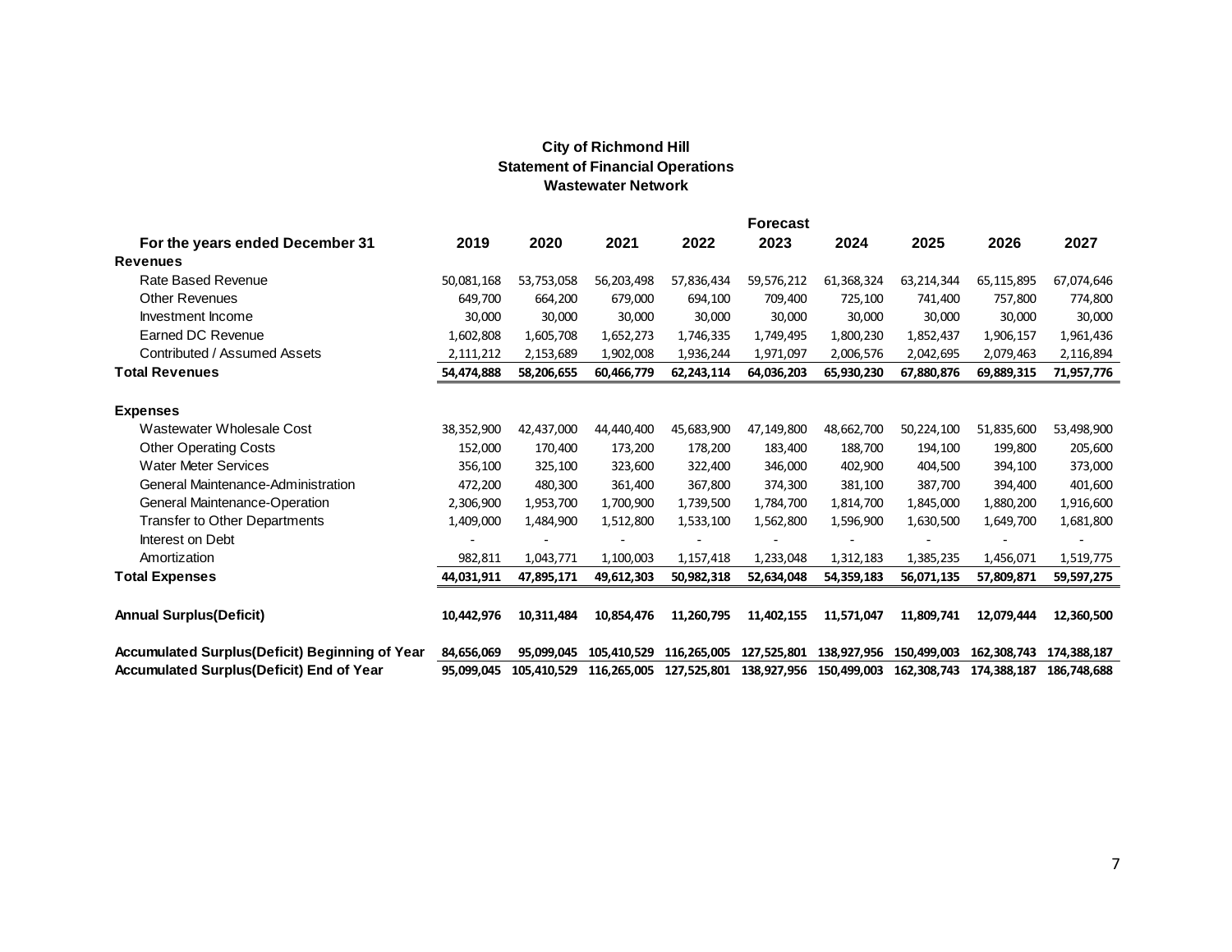**City of Richmond Hill**
**Statement of Financial Operations**
**Wastewater Network**

| For the years ended December 31 | 2019 | 2020 | 2021 | 2022 | Forecast 2023 | 2024 | 2025 | 2026 | 2027 |
|---|---|---|---|---|---|---|---|---|---|
| **Revenues** | | | | | | | | | |
| Rate Based Revenue | 50,081,168 | 53,753,058 | 56,203,498 | 57,836,434 | 59,576,212 | 61,368,324 | 63,214,344 | 65,115,895 | 67,074,646 |
| Other Revenues | 649,700 | 664,200 | 679,000 | 694,100 | 709,400 | 725,100 | 741,400 | 757,800 | 774,800 |
| Investment Income | 30,000 | 30,000 | 30,000 | 30,000 | 30,000 | 30,000 | 30,000 | 30,000 | 30,000 |
| Earned DC Revenue | 1,602,808 | 1,605,708 | 1,652,273 | 1,746,335 | 1,749,495 | 1,800,230 | 1,852,437 | 1,906,157 | 1,961,436 |
| Contributed / Assumed Assets | 2,111,212 | 2,153,689 | 1,902,008 | 1,936,244 | 1,971,097 | 2,006,576 | 2,042,695 | 2,079,463 | 2,116,894 |
| **Total Revenues** | **54,474,888** | **58,206,655** | **60,466,779** | **62,243,114** | **64,036,203** | **65,930,230** | **67,880,876** | **69,889,315** | **71,957,776** |
| **Expenses** | | | | | | | | | |
| Wastewater Wholesale Cost | 38,352,900 | 42,437,000 | 44,440,400 | 45,683,900 | 47,149,800 | 48,662,700 | 50,224,100 | 51,835,600 | 53,498,900 |
| Other Operating Costs | 152,000 | 170,400 | 173,200 | 178,200 | 183,400 | 188,700 | 194,100 | 199,800 | 205,600 |
| Water Meter Services | 356,100 | 325,100 | 323,600 | 322,400 | 346,000 | 402,900 | 404,500 | 394,100 | 373,000 |
| General Maintenance-Administration | 472,200 | 480,300 | 361,400 | 367,800 | 374,300 | 381,100 | 387,700 | 394,400 | 401,600 |
| General Maintenance-Operation | 2,306,900 | 1,953,700 | 1,700,900 | 1,739,500 | 1,784,700 | 1,814,700 | 1,845,000 | 1,880,200 | 1,916,600 |
| Transfer to Other Departments | 1,409,000 | 1,484,900 | 1,512,800 | 1,533,100 | 1,562,800 | 1,596,900 | 1,630,500 | 1,649,700 | 1,681,800 |
| Interest on Debt | - | - | - | - | - | - | - | - | - |
| Amortization | 982,811 | 1,043,771 | 1,100,003 | 1,157,418 | 1,233,048 | 1,312,183 | 1,385,235 | 1,456,071 | 1,519,775 |
| **Total Expenses** | **44,031,911** | **47,895,171** | **49,612,303** | **50,982,318** | **52,634,048** | **54,359,183** | **56,071,135** | **57,809,871** | **59,597,275** |
| **Annual Surplus(Deficit)** | **10,442,976** | **10,311,484** | **10,854,476** | **11,260,795** | **11,402,155** | **11,571,047** | **11,809,741** | **12,079,444** | **12,360,500** |
| **Accumulated Surplus(Deficit) Beginning of Year** | **84,656,069** | **95,099,045** | **105,410,529** | **116,265,005** | **127,525,801** | **138,927,956** | **150,499,003** | **162,308,743** | **174,388,187** |
| **Accumulated Surplus(Deficit) End of Year** | **95,099,045** | **105,410,529** | **116,265,005** | **127,525,801** | **138,927,956** | **150,499,003** | **162,308,743** | **174,388,187** | **186,748,688** |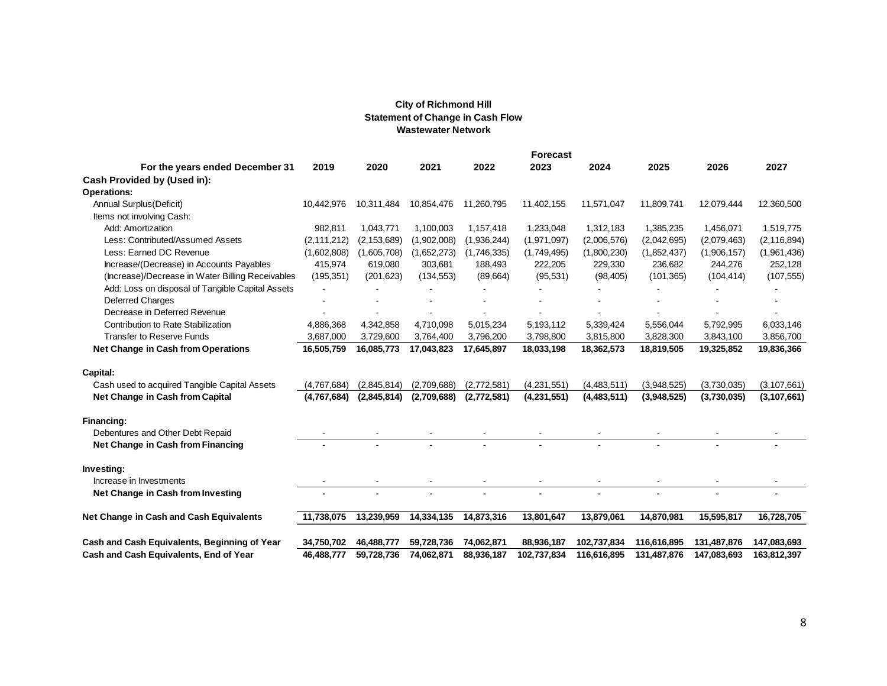**City of Richmond Hill**
**Statement of Change in Cash Flow**
**Wastewater Network**

| For the years ended December 31 | 2019 | 2020 | 2021 | 2022 | Forecast 2023 | 2024 | 2025 | 2026 | 2027 |
|---|---|---|---|---|---|---|---|---|---|
| **Cash Provided by (Used in):** | | | | | | | | | |
| **Operations:** | | | | | | | | | |
| Annual Surplus(Deficit) | 10,442,976 | 10,311,484 | 10,854,476 | 11,260,795 | 11,402,155 | 11,571,047 | 11,809,741 | 12,079,444 | 12,360,500 |
| Items not involving Cash: | | | | | | | | | |
| Add: Amortization | 982,811 | 1,043,771 | 1,100,003 | 1,157,418 | 1,233,048 | 1,312,183 | 1,385,235 | 1,456,071 | 1,519,775 |
| Less: Contributed/Assumed Assets | (2,111,212) | (2,153,689) | (1,902,008) | (1,936,244) | (1,971,097) | (2,006,576) | (2,042,695) | (2,079,463) | (2,116,894) |
| Less: Earned DC Revenue | (1,602,808) | (1,605,708) | (1,652,273) | (1,746,335) | (1,749,495) | (1,800,230) | (1,852,437) | (1,906,157) | (1,961,436) |
| Increase/(Decrease) in Accounts Payables | 415,974 | 619,080 | 303,681 | 188,493 | 222,205 | 229,330 | 236,682 | 244,276 | 252,128 |
| (Increase)/Decrease in Water Billing Receivables | (195,351) | (201,623) | (134,553) | (89,664) | (95,531) | (98,405) | (101,365) | (104,414) | (107,555) |
| Add: Loss on disposal of Tangible Capital Assets | - | - | - | - | - | - | - | - | - |
| Deferred Charges | - | - | - | - | - | - | - | - | - |
| Decrease in Deferred Revenue | - | - | - | - | - | - | - | - | - |
| Contribution to Rate Stabilization | 4,886,368 | 4,342,858 | 4,710,098 | 5,015,234 | 5,193,112 | 5,339,424 | 5,556,044 | 5,792,995 | 6,033,146 |
| Transfer to Reserve Funds | 3,687,000 | 3,729,600 | 3,764,400 | 3,796,200 | 3,798,800 | 3,815,800 | 3,828,300 | 3,843,100 | 3,856,700 |
| **Net Change in Cash from Operations** | **16,505,759** | **16,085,773** | **17,043,823** | **17,645,897** | **18,033,198** | **18,362,573** | **18,819,505** | **19,325,852** | **19,836,366** |
| **Capital:** | | | | | | | | | |
| Cash used to acquired Tangible Capital Assets | (4,767,684) | (2,845,814) | (2,709,688) | (2,772,581) | (4,231,551) | (4,483,511) | (3,948,525) | (3,730,035) | (3,107,661) |
| **Net Change in Cash from Capital** | **(4,767,684)** | **(2,845,814)** | **(2,709,688)** | **(2,772,581)** | **(4,231,551)** | **(4,483,511)** | **(3,948,525)** | **(3,730,035)** | **(3,107,661)** |
| **Financing:** | | | | | | | | | |
| Debentures and Other Debt Repaid | - | - | - | - | - | - | - | - | - |
| **Net Change in Cash from Financing** | **-** | **-** | **-** | **-** | **-** | **-** | **-** | **-** | **-** |
| **Investing:** | | | | | | | | | |
| Increase in Investments | - | - | - | - | - | - | - | - | - |
| **Net Change in Cash from Investing** | **-** | **-** | **-** | **-** | **-** | **-** | **-** | **-** | **-** |
| **Net Change in Cash and Cash Equivalents** | **11,738,075** | **13,239,959** | **14,334,135** | **14,873,316** | **13,801,647** | **13,879,061** | **14,870,981** | **15,595,817** | **16,728,705** |
| **Cash and Cash Equivalents, Beginning of Year** | **34,750,702** | **46,488,777** | **59,728,736** | **74,062,871** | **88,936,187** | **102,737,834** | **116,616,895** | **131,487,876** | **147,083,693** |
| **Cash and Cash Equivalents, End of Year** | **46,488,777** | **59,728,736** | **74,062,871** | **88,936,187** | **102,737,834** | **116,616,895** | **131,487,876** | **147,083,693** | **163,812,397** |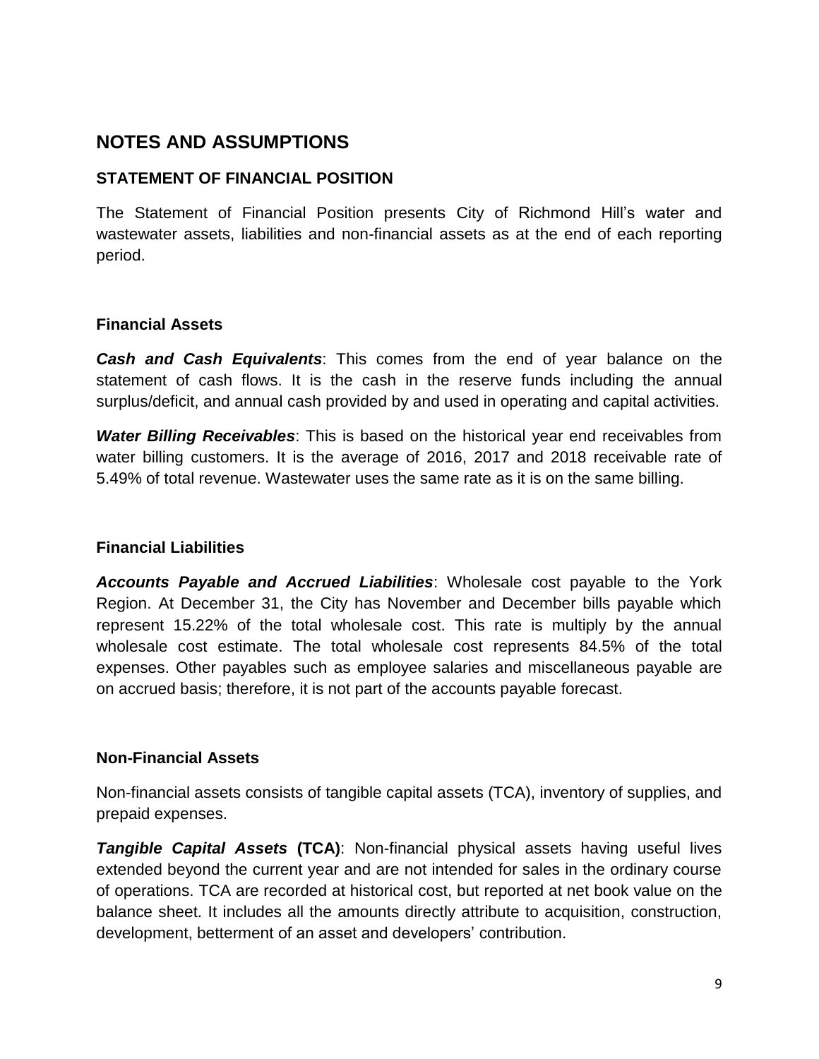# NOTES AND ASSUMPTIONS

## STATEMENT OF FINANCIAL POSITION

The Statement of Financial Position presents City of Richmond Hill's water and wastewater assets, liabilities and non-financial assets as at the end of each reporting period.

### Financial Assets

***Cash and Cash Equivalents***: This comes from the end of year balance on the statement of cash flows. It is the cash in the reserve funds including the annual surplus/deficit, and annual cash provided by and used in operating and capital activities.

***Water Billing Receivables***: This is based on the historical year end receivables from water billing customers. It is the average of 2016, 2017 and 2018 receivable rate of 5.49% of total revenue. Wastewater uses the same rate as it is on the same billing.

### Financial Liabilities

***Accounts Payable and Accrued Liabilities***: Wholesale cost payable to the York Region. At December 31, the City has November and December bills payable which represent 15.22% of the total wholesale cost. This rate is multiply by the annual wholesale cost estimate. The total wholesale cost represents 84.5% of the total expenses. Other payables such as employee salaries and miscellaneous payable are on accrued basis; therefore, it is not part of the accounts payable forecast.

### Non-Financial Assets

Non-financial assets consists of tangible capital assets (TCA), inventory of supplies, and prepaid expenses.

***Tangible Capital Assets* (TCA)**: Non-financial physical assets having useful lives extended beyond the current year and are not intended for sales in the ordinary course of operations. TCA are recorded at historical cost, but reported at net book value on the balance sheet. It includes all the amounts directly attribute to acquisition, construction, development, betterment of an asset and developers' contribution.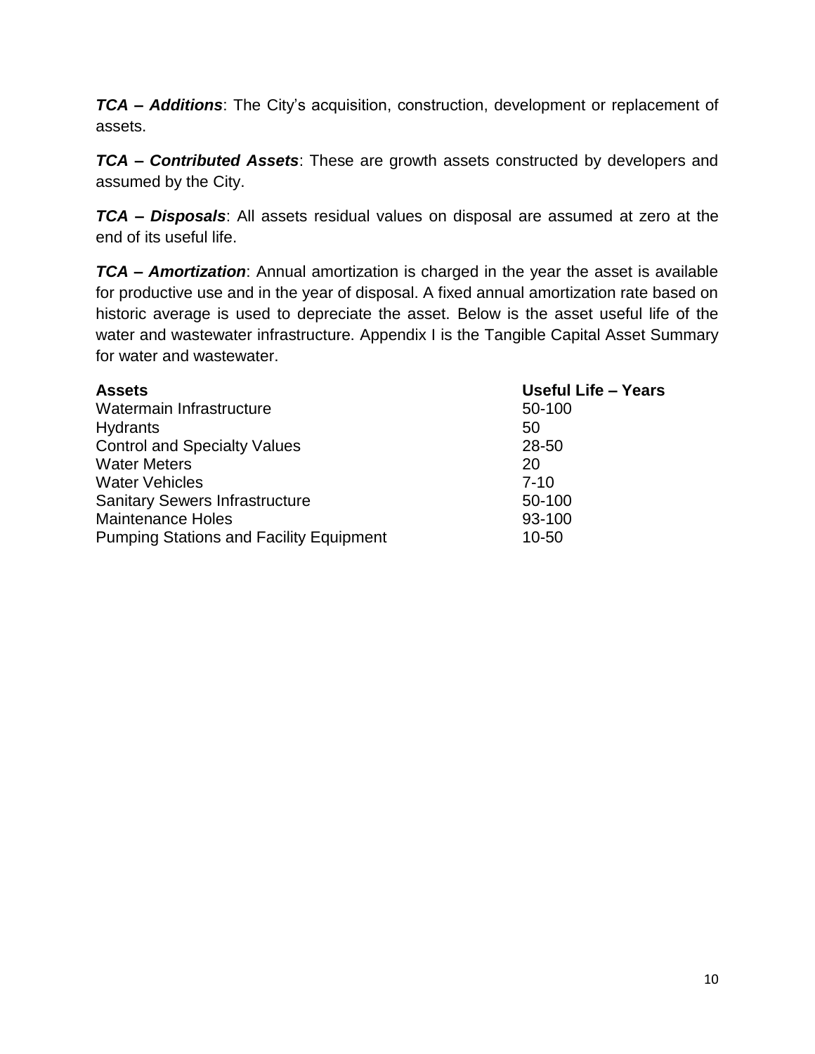***TCA – Additions***: The City's acquisition, construction, development or replacement of assets.

***TCA – Contributed Assets***: These are growth assets constructed by developers and assumed by the City.

***TCA – Disposals***: All assets residual values on disposal are assumed at zero at the end of its useful life.

***TCA – Amortization***: Annual amortization is charged in the year the asset is available for productive use and in the year of disposal. A fixed annual amortization rate based on historic average is used to depreciate the asset. Below is the asset useful life of the water and wastewater infrastructure. Appendix I is the Tangible Capital Asset Summary for water and wastewater.

| **Assets** | **Useful Life – Years** |
|---|---|
| Watermain Infrastructure | 50-100 |
| Hydrants | 50 |
| Control and Specialty Values | 28-50 |
| Water Meters | 20 |
| Water Vehicles | 7-10 |
| Sanitary Sewers Infrastructure | 50-100 |
| Maintenance Holes | 93-100 |
| Pumping Stations and Facility Equipment | 10-50 |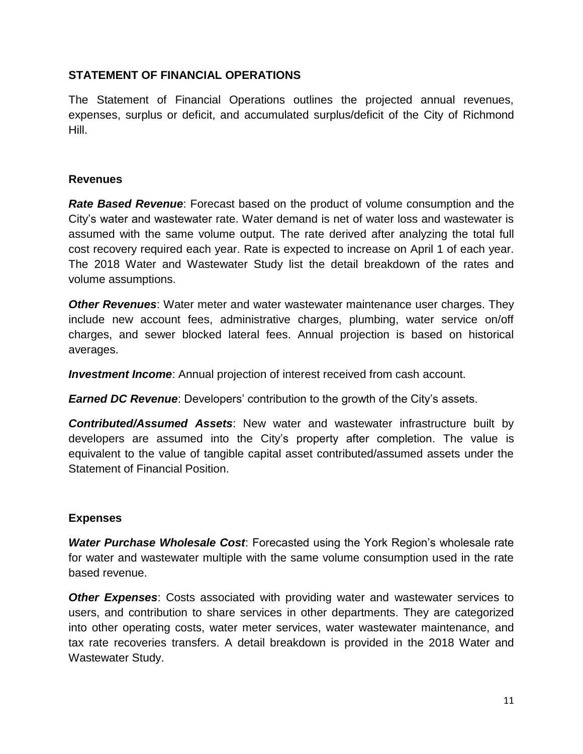## STATEMENT OF FINANCIAL OPERATIONS

The Statement of Financial Operations outlines the projected annual revenues, expenses, surplus or deficit, and accumulated surplus/deficit of the City of Richmond Hill.

### Revenues

***Rate Based Revenue***: Forecast based on the product of volume consumption and the City's water and wastewater rate. Water demand is net of water loss and wastewater is assumed with the same volume output. The rate derived after analyzing the total full cost recovery required each year. Rate is expected to increase on April 1 of each year. The 2018 Water and Wastewater Study list the detail breakdown of the rates and volume assumptions.

***Other Revenues***: Water meter and water wastewater maintenance user charges. They include new account fees, administrative charges, plumbing, water service on/off charges, and sewer blocked lateral fees. Annual projection is based on historical averages.

***Investment Income***: Annual projection of interest received from cash account.

***Earned DC Revenue***: Developers' contribution to the growth of the City's assets.

***Contributed/Assumed Assets***: New water and wastewater infrastructure built by developers are assumed into the City's property after completion. The value is equivalent to the value of tangible capital asset contributed/assumed assets under the Statement of Financial Position.

### Expenses

***Water Purchase Wholesale Cost***: Forecasted using the York Region's wholesale rate for water and wastewater multiple with the same volume consumption used in the rate based revenue.

***Other Expenses***: Costs associated with providing water and wastewater services to users, and contribution to share services in other departments. They are categorized into other operating costs, water meter services, water wastewater maintenance, and tax rate recoveries transfers. A detail breakdown is provided in the 2018 Water and Wastewater Study.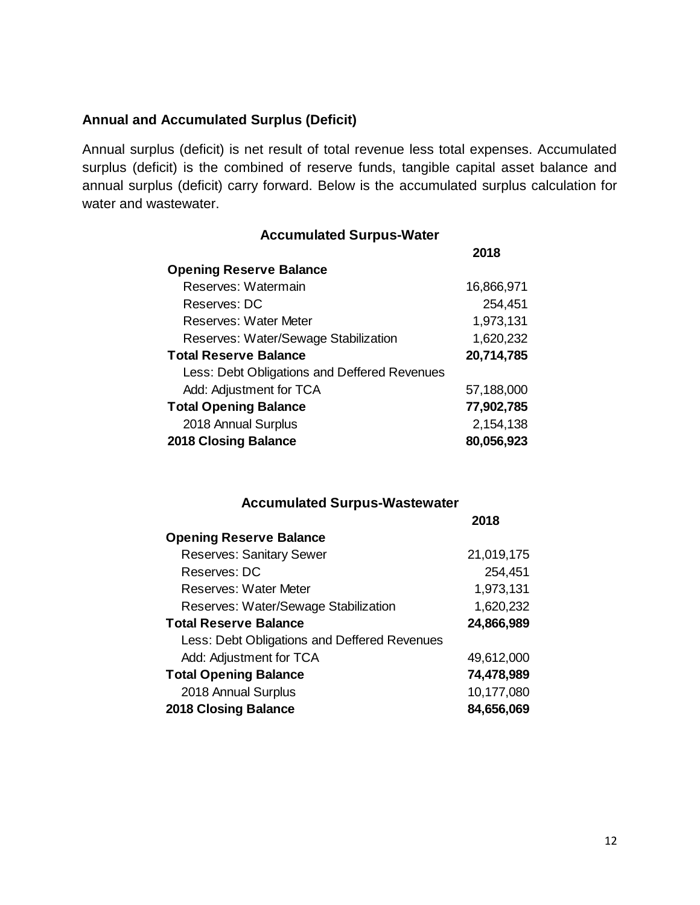### Annual and Accumulated Surplus (Deficit)

Annual surplus (deficit) is net result of total revenue less total expenses. Accumulated surplus (deficit) is the combined of reserve funds, tangible capital asset balance and annual surplus (deficit) carry forward. Below is the accumulated surplus calculation for water and wastewater.

**Accumulated Surpus-Water**

| | **2018** |
|---|---|
| **Opening Reserve Balance** | |
| Reserves: Watermain | 16,866,971 |
| Reserves: DC | 254,451 |
| Reserves: Water Meter | 1,973,131 |
| Reserves: Water/Sewage Stabilization | 1,620,232 |
| **Total Reserve Balance** | **20,714,785** |
| Less: Debt Obligations and Deffered Revenues | |
| Add: Adjustment for TCA | 57,188,000 |
| **Total Opening Balance** | **77,902,785** |
| 2018 Annual Surplus | 2,154,138 |
| **2018 Closing Balance** | **80,056,923** |

**Accumulated Surpus-Wastewater**

| | **2018** |
|---|---|
| **Opening Reserve Balance** | |
| Reserves: Sanitary Sewer | 21,019,175 |
| Reserves: DC | 254,451 |
| Reserves: Water Meter | 1,973,131 |
| Reserves: Water/Sewage Stabilization | 1,620,232 |
| **Total Reserve Balance** | **24,866,989** |
| Less: Debt Obligations and Deffered Revenues | |
| Add: Adjustment for TCA | 49,612,000 |
| **Total Opening Balance** | **74,478,989** |
| 2018 Annual Surplus | 10,177,080 |
| **2018 Closing Balance** | **84,656,069** |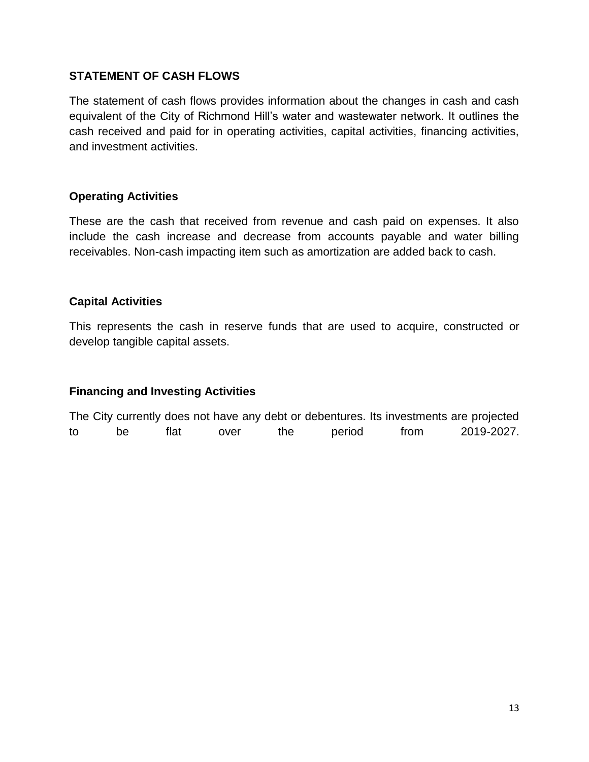## STATEMENT OF CASH FLOWS

The statement of cash flows provides information about the changes in cash and cash equivalent of the City of Richmond Hill's water and wastewater network. It outlines the cash received and paid for in operating activities, capital activities, financing activities, and investment activities.

### Operating Activities

These are the cash that received from revenue and cash paid on expenses. It also include the cash increase and decrease from accounts payable and water billing receivables. Non-cash impacting item such as amortization are added back to cash.

### Capital Activities

This represents the cash in reserve funds that are used to acquire, constructed or develop tangible capital assets.

### Financing and Investing Activities

The City currently does not have any debt or debentures. Its investments are projected to be flat over the period from 2019-2027.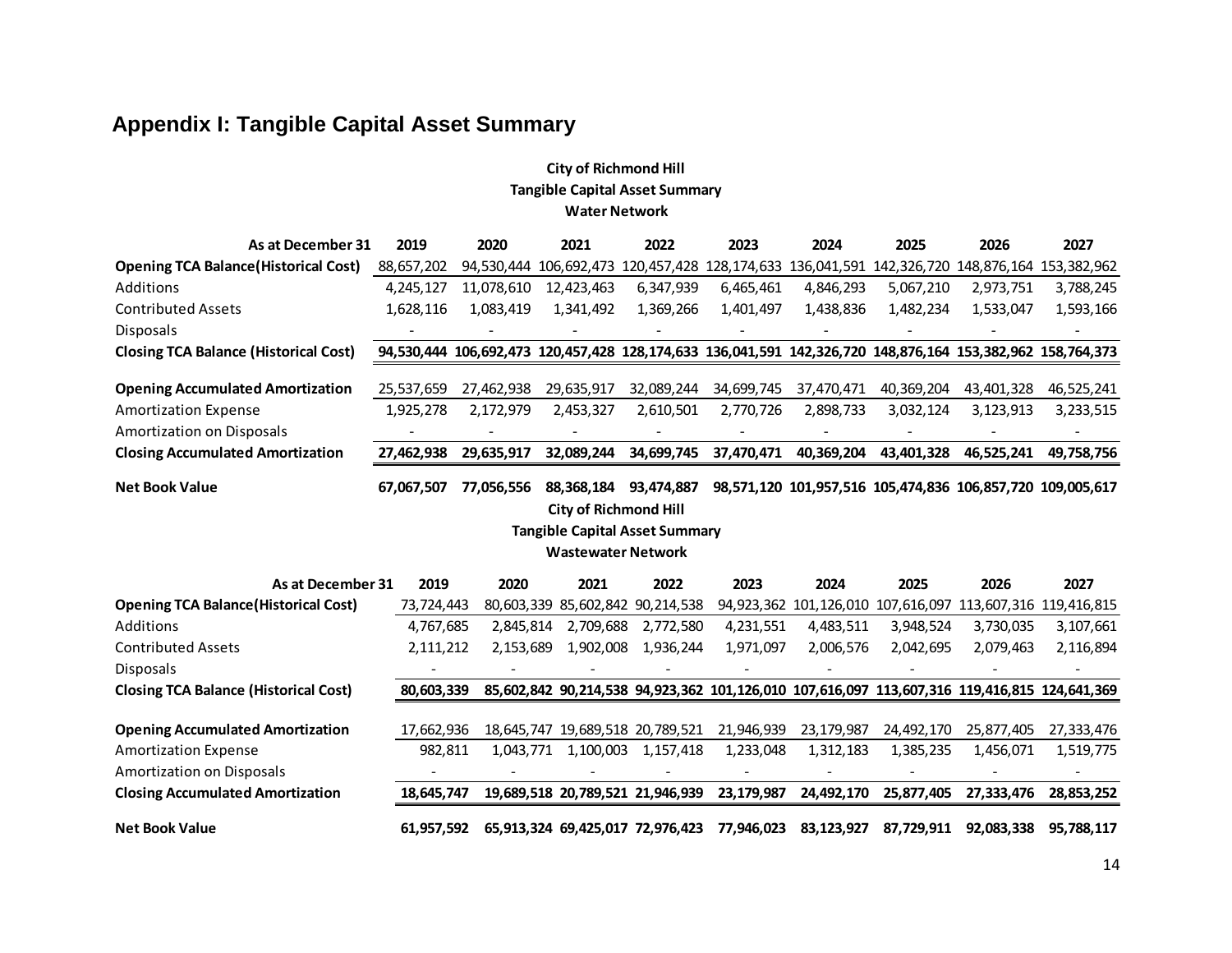## Appendix I: Tangible Capital Asset Summary

**City of Richmond Hill**
**Tangible Capital Asset Summary**
**Water Network**

| As at December 31 | 2019 | 2020 | 2021 | 2022 | 2023 | 2024 | 2025 | 2026 | 2027 |
|---|---|---|---|---|---|---|---|---|---|
| **Opening TCA Balance(Historical Cost)** | 88,657,202 | 94,530,444 | 106,692,473 | 120,457,428 | 128,174,633 | 136,041,591 | 142,326,720 | 148,876,164 | 153,382,962 |
| Additions | 4,245,127 | 11,078,610 | 12,423,463 | 6,347,939 | 6,465,461 | 4,846,293 | 5,067,210 | 2,973,751 | 3,788,245 |
| Contributed Assets | 1,628,116 | 1,083,419 | 1,341,492 | 1,369,266 | 1,401,497 | 1,438,836 | 1,482,234 | 1,533,047 | 1,593,166 |
| Disposals | - | - | - | - | - | - | - | - | - |
| **Closing TCA Balance (Historical Cost)** | **94,530,444** | **106,692,473** | **120,457,428** | **128,174,633** | **136,041,591** | **142,326,720** | **148,876,164** | **153,382,962** | **158,764,373** |
| **Opening Accumulated Amortization** | 25,537,659 | 27,462,938 | 29,635,917 | 32,089,244 | 34,699,745 | 37,470,471 | 40,369,204 | 43,401,328 | 46,525,241 |
| Amortization Expense | 1,925,278 | 2,172,979 | 2,453,327 | 2,610,501 | 2,770,726 | 2,898,733 | 3,032,124 | 3,123,913 | 3,233,515 |
| Amortization on Disposals | - | - | - | - | - | - | - | - | - |
| **Closing Accumulated Amortization** | **27,462,938** | **29,635,917** | **32,089,244** | **34,699,745** | **37,470,471** | **40,369,204** | **43,401,328** | **46,525,241** | **49,758,756** |
| **Net Book Value** | **67,067,507** | **77,056,556** | **88,368,184** | **93,474,887** | **98,571,120** | **101,957,516** | **105,474,836** | **106,857,720** | **109,005,617** |

**City of Richmond Hill**
**Tangible Capital Asset Summary**
**Wastewater Network**

| As at December 31 | 2019 | 2020 | 2021 | 2022 | 2023 | 2024 | 2025 | 2026 | 2027 |
|---|---|---|---|---|---|---|---|---|---|
| **Opening TCA Balance(Historical Cost)** | 73,724,443 | 80,603,339 | 85,602,842 | 90,214,538 | 94,923,362 | 101,126,010 | 107,616,097 | 113,607,316 | 119,416,815 |
| Additions | 4,767,685 | 2,845,814 | 2,709,688 | 2,772,580 | 4,231,551 | 4,483,511 | 3,948,524 | 3,730,035 | 3,107,661 |
| Contributed Assets | 2,111,212 | 2,153,689 | 1,902,008 | 1,936,244 | 1,971,097 | 2,006,576 | 2,042,695 | 2,079,463 | 2,116,894 |
| Disposals | - | - | - | - | - | - | - | - | - |
| **Closing TCA Balance (Historical Cost)** | **80,603,339** | **85,602,842** | **90,214,538** | **94,923,362** | **101,126,010** | **107,616,097** | **113,607,316** | **119,416,815** | **124,641,369** |
| **Opening Accumulated Amortization** | 17,662,936 | 18,645,747 | 19,689,518 | 20,789,521 | 21,946,939 | 23,179,987 | 24,492,170 | 25,877,405 | 27,333,476 |
| Amortization Expense | 982,811 | 1,043,771 | 1,100,003 | 1,157,418 | 1,233,048 | 1,312,183 | 1,385,235 | 1,456,071 | 1,519,775 |
| Amortization on Disposals | - | - | - | - | - | - | - | - | - |
| **Closing Accumulated Amortization** | **18,645,747** | **19,689,518** | **20,789,521** | **21,946,939** | **23,179,987** | **24,492,170** | **25,877,405** | **27,333,476** | **28,853,252** |
| **Net Book Value** | **61,957,592** | **65,913,324** | **69,425,017** | **72,976,423** | **77,946,023** | **83,123,927** | **87,729,911** | **92,083,338** | **95,788,117** |